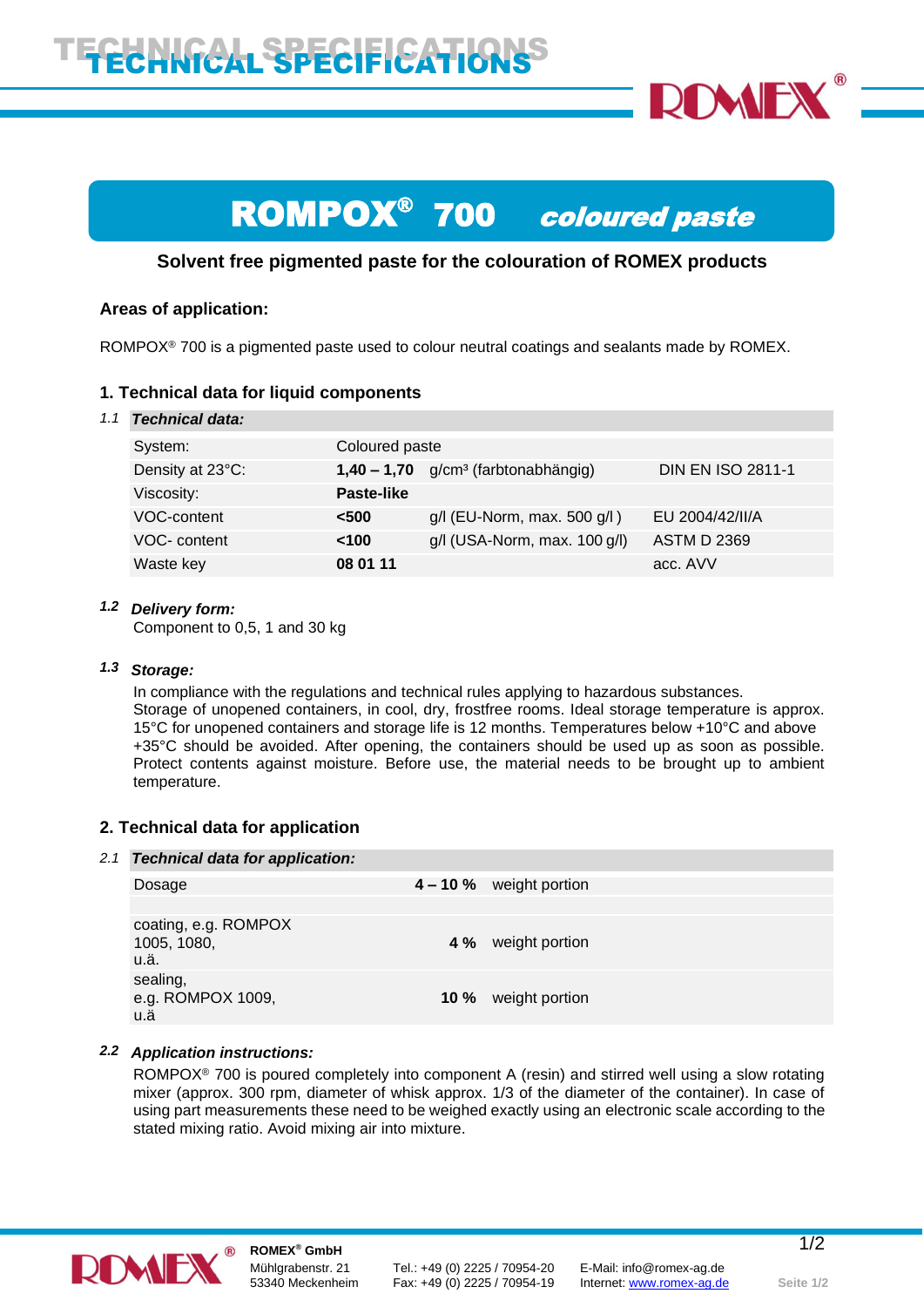# TECHNICAL SPECIFICATIONS

## ROMPOX® 700 *coloured paste*

**Solvent free pigmented paste for the colouration of ROMEX products**

### Areas of application:

ROMPOX® 700 is a pigmented paste used to colour neutral coatings and sealants made by ROMEX.

### 1. Technical data for liquid components

*1.1* ***Technical data:***

| | | | |
|---|---|---|---|
| System: | Coloured paste | | |
| Density at 23°C: | **1,40 – 1,70** | g/cm³ (farbtonabhängig) | DIN EN ISO 2811-1 |
| Viscosity: | **Paste-like** | | |
| VOC-content | **<500** | g/l (EU-Norm, max. 500 g/l ) | EU 2004/42/II/A |
| VOC- content | **<100** | g/l (USA-Norm, max. 100 g/l) | ASTM D 2369 |
| Waste key | **08 01 11** | | acc. AVV |

*1.2* ***Delivery form:***

Component to 0,5, 1 and 30 kg

*1.3* ***Storage:***

In compliance with the regulations and technical rules applying to hazardous substances.
Storage of unopened containers, in cool, dry, frostfree rooms. Ideal storage temperature is approx. 15°C for unopened containers and storage life is 12 months. Temperatures below +10°C and above +35°C should be avoided. After opening, the containers should be used up as soon as possible. Protect contents against moisture. Before use, the material needs to be brought up to ambient temperature.

### 2. Technical data for application

*2.1* ***Technical data for application:***

| | | |
|---|---|---|
| Dosage | **4 – 10 %** | weight portion |
| | | |
| coating, e.g. ROMPOX 1005, 1080, u.ä. | **4 %** | weight portion |
| sealing, e.g. ROMPOX 1009, u.ä | **10 %** | weight portion |

*2.2* ***Application instructions:***

ROMPOX® 700 is poured completely into component A (resin) and stirred well using a slow rotating mixer (approx. 300 rpm, diameter of whisk approx. 1/3 of the diameter of the container). In case of using part measurements these need to be weighed exactly using an electronic scale according to the stated mixing ratio. Avoid mixing air into mixture.

**ROMEX® GmbH**
Mühlgrabenstr. 21
53340 Meckenheim

Tel.: +49 (0) 2225 / 70954-20
Fax: +49 (0) 2225 / 70954-19

E-Mail: info@romex-ag.de
Internet: www.romex-ag.de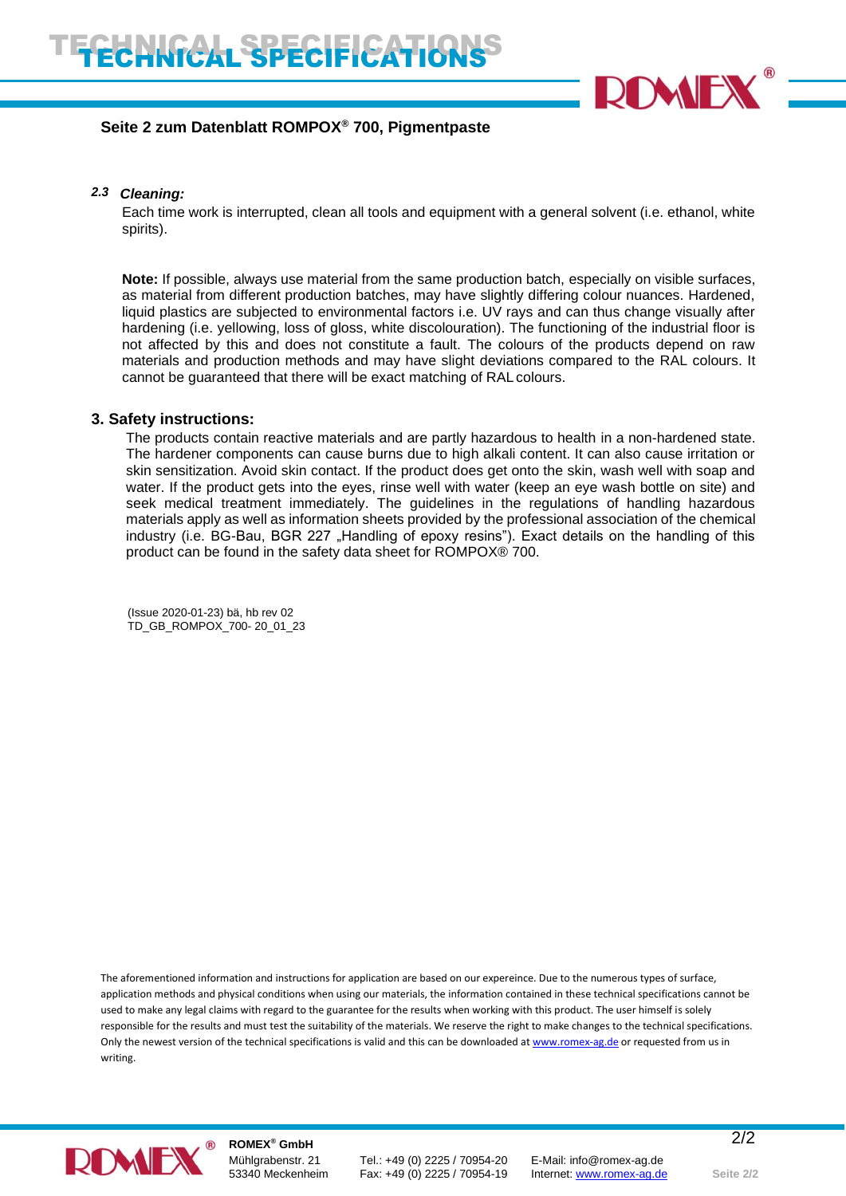**Seite 2 zum Datenblatt ROMPOX® 700, Pigmentpaste**

### 2.3 *Cleaning:*

Each time work is interrupted, clean all tools and equipment with a general solvent (i.e. ethanol, white spirits).

**Note:** If possible, always use material from the same production batch, especially on visible surfaces, as material from different production batches, may have slightly differing colour nuances. Hardened, liquid plastics are subjected to environmental factors i.e. UV rays and can thus change visually after hardening (i.e. yellowing, loss of gloss, white discolouration). The functioning of the industrial floor is not affected by this and does not constitute a fault. The colours of the products depend on raw materials and production methods and may have slight deviations compared to the RAL colours. It cannot be guaranteed that there will be exact matching of RAL colours.

## 3. Safety instructions:

The products contain reactive materials and are partly hazardous to health in a non-hardened state. The hardener components can cause burns due to high alkali content. It can also cause irritation or skin sensitization. Avoid skin contact. If the product does get onto the skin, wash well with soap and water. If the product gets into the eyes, rinse well with water (keep an eye wash bottle on site) and seek medical treatment immediately. The guidelines in the regulations of handling hazardous materials apply as well as information sheets provided by the professional association of the chemical industry (i.e. BG-Bau, BGR 227 „Handling of epoxy resins"). Exact details on the handling of this product can be found in the safety data sheet for ROMPOX® 700.

(Issue 2020-01-23) bä, hb rev 02
TD_GB_ROMPOX_700- 20_01_23

The aforementioned information and instructions for application are based on our expereince. Due to the numerous types of surface, application methods and physical conditions when using our materials, the information contained in these technical specifications cannot be used to make any legal claims with regard to the guarantee for the results when working with this product. The user himself is solely responsible for the results and must test the suitability of the materials. We reserve the right to make changes to the technical specifications. Only the newest version of the technical specifications is valid and this can be downloaded at www.romex-ag.de or requested from us in writing.

**ROMEX® GmbH**
Mühlgrabenstr. 21
53340 Meckenheim

Tel.: +49 (0) 2225 / 70954-20
Fax: +49 (0) 2225 / 70954-19

E-Mail: info@romex-ag.de
Internet: www.romex-ag.de